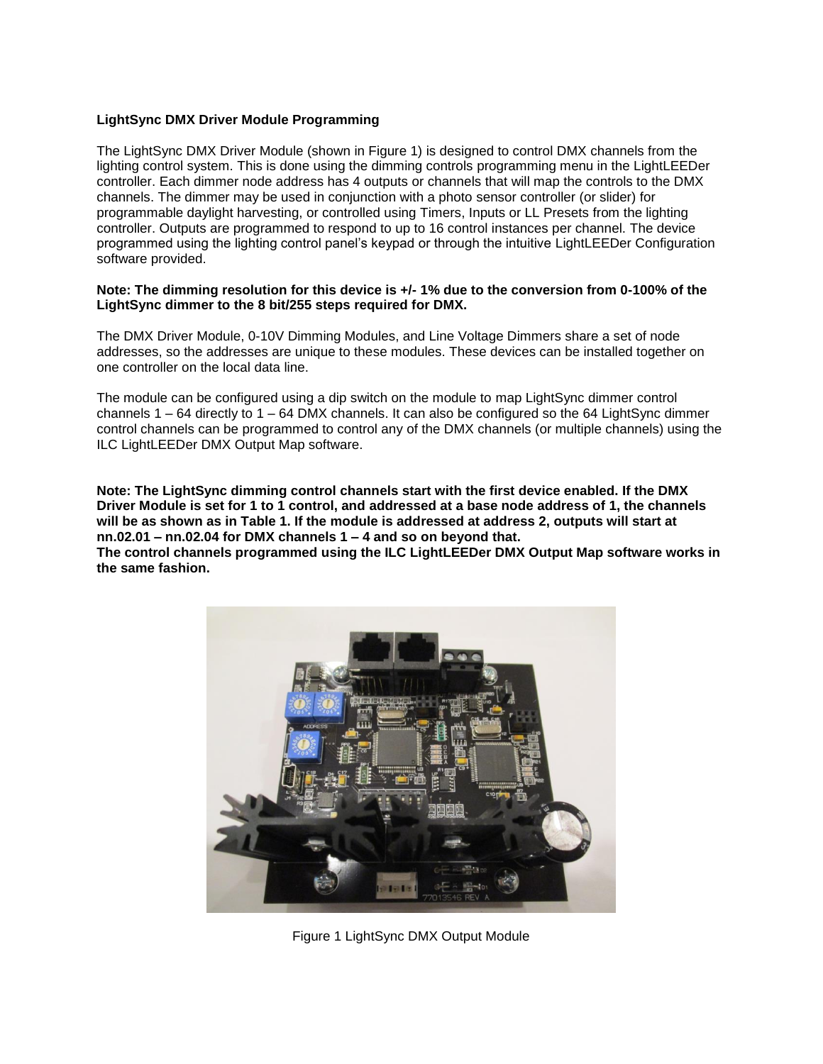**LightSync DMX Driver Module Programming**

The LightSync DMX Driver Module (shown in Figure 1) is designed to control DMX channels from the lighting control system. This is done using the dimming controls programming menu in the LightLEEDer controller. Each dimmer node address has 4 outputs or channels that will map the controls to the DMX channels. The dimmer may be used in conjunction with a photo sensor controller (or slider) for programmable daylight harvesting, or controlled using Timers, Inputs or LL Presets from the lighting controller. Outputs are programmed to respond to up to 16 control instances per channel. The device programmed using the lighting control panel's keypad or through the intuitive LightLEEDer Configuration software provided.

**Note: The dimming resolution for this device is +/- 1% due to the conversion from 0-100% of the LightSync dimmer to the 8 bit/255 steps required for DMX.**

The DMX Driver Module, 0-10V Dimming Modules, and Line Voltage Dimmers share a set of node addresses, so the addresses are unique to these modules. These devices can be installed together on one controller on the local data line.

The module can be configured using a dip switch on the module to map LightSync dimmer control channels 1 – 64 directly to 1 – 64 DMX channels. It can also be configured so the 64 LightSync dimmer control channels can be programmed to control any of the DMX channels (or multiple channels) using the ILC LightLEEDer DMX Output Map software.

**Note: The LightSync dimming control channels start with the first device enabled. If the DMX Driver Module is set for 1 to 1 control, and addressed at a base node address of 1, the channels will be as shown as in Table 1. If the module is addressed at address 2, outputs will start at nn.02.01 – nn.02.04 for DMX channels 1 – 4 and so on beyond that.**
**The control channels programmed using the ILC LightLEEDer DMX Output Map software works in the same fashion.**

Figure 1 LightSync DMX Output Module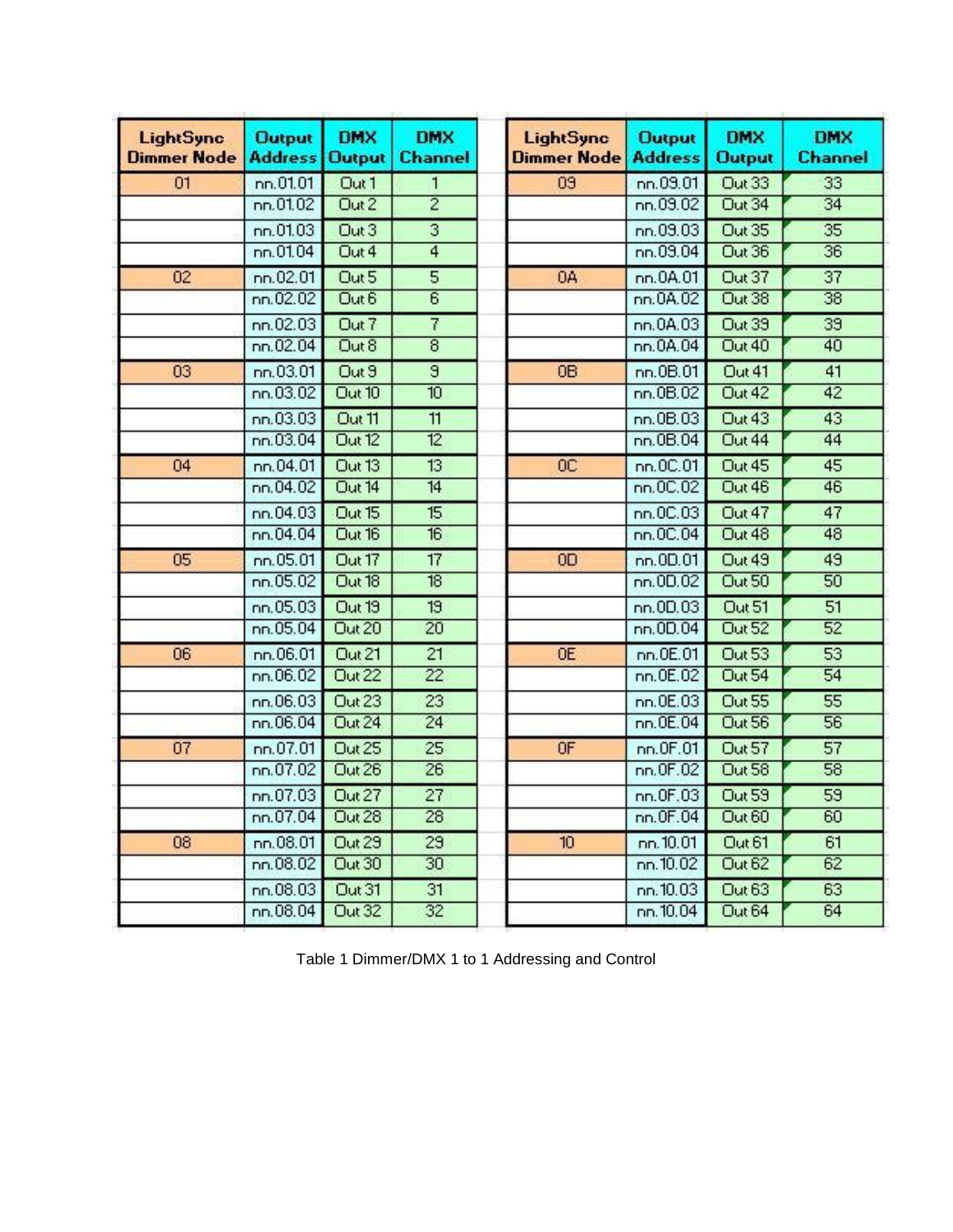| LightSync Dimmer Node | Output Address | DMX Output | DMX Channel |
|---|---|---|---|
| 01 | nn.01.01 | Out 1 | 1 |
| | nn.01.02 | Out 2 | 2 |
| | nn.01.03 | Out 3 | 3 |
| | nn.01.04 | Out 4 | 4 |
| 02 | nn.02.01 | Out 5 | 5 |
| | nn.02.02 | Out 6 | 6 |
| | nn.02.03 | Out 7 | 7 |
| | nn.02.04 | Out 8 | 8 |
| 03 | nn.03.01 | Out 9 | 9 |
| | nn.03.02 | Out 10 | 10 |
| | nn.03.03 | Out 11 | 11 |
| | nn.03.04 | Out 12 | 12 |
| 04 | nn.04.01 | Out 13 | 13 |
| | nn.04.02 | Out 14 | 14 |
| | nn.04.03 | Out 15 | 15 |
| | nn.04.04 | Out 16 | 16 |
| 05 | nn.05.01 | Out 17 | 17 |
| | nn.05.02 | Out 18 | 18 |
| | nn.05.03 | Out 19 | 19 |
| | nn.05.04 | Out 20 | 20 |
| 06 | nn.06.01 | Out 21 | 21 |
| | nn.06.02 | Out 22 | 22 |
| | nn.06.03 | Out 23 | 23 |
| | nn.06.04 | Out 24 | 24 |
| 07 | nn.07.01 | Out 25 | 25 |
| | nn.07.02 | Out 26 | 26 |
| | nn.07.03 | Out 27 | 27 |
| | nn.07.04 | Out 28 | 28 |
| 08 | nn.08.01 | Out 29 | 29 |
| | nn.08.02 | Out 30 | 30 |
| | nn.08.03 | Out 31 | 31 |
| | nn.08.04 | Out 32 | 32 |

| LightSync Dimmer Node | Output Address | DMX Output | DMX Channel |
|---|---|---|---|
| 09 | nn.09.01 | Out 33 | 33 |
| | nn.09.02 | Out 34 | 34 |
| | nn.09.03 | Out 35 | 35 |
| | nn.09.04 | Out 36 | 36 |
| 0A | nn.0A.01 | Out 37 | 37 |
| | nn.0A.02 | Out 38 | 38 |
| | nn.0A.03 | Out 39 | 39 |
| | nn.0A.04 | Out 40 | 40 |
| 0B | nn.0B.01 | Out 41 | 41 |
| | nn.0B.02 | Out 42 | 42 |
| | nn.0B.03 | Out 43 | 43 |
| | nn.0B.04 | Out 44 | 44 |
| 0C | nn.0C.01 | Out 45 | 45 |
| | nn.0C.02 | Out 46 | 46 |
| | nn.0C.03 | Out 47 | 47 |
| | nn.0C.04 | Out 48 | 48 |
| 0D | nn.0D.01 | Out 49 | 49 |
| | nn.0D.02 | Out 50 | 50 |
| | nn.0D.03 | Out 51 | 51 |
| | nn.0D.04 | Out 52 | 52 |
| 0E | nn.0E.01 | Out 53 | 53 |
| | nn.0E.02 | Out 54 | 54 |
| | nn.0E.03 | Out 55 | 55 |
| | nn.0E.04 | Out 56 | 56 |
| 0F | nn.0F.01 | Out 57 | 57 |
| | nn.0F.02 | Out 58 | 58 |
| | nn.0F.03 | Out 59 | 59 |
| | nn.0F.04 | Out 60 | 60 |
| 10 | nn.10.01 | Out 61 | 61 |
| | nn.10.02 | Out 62 | 62 |
| | nn.10.03 | Out 63 | 63 |
| | nn.10.04 | Out 64 | 64 |

Table 1 Dimmer/DMX 1 to 1 Addressing and Control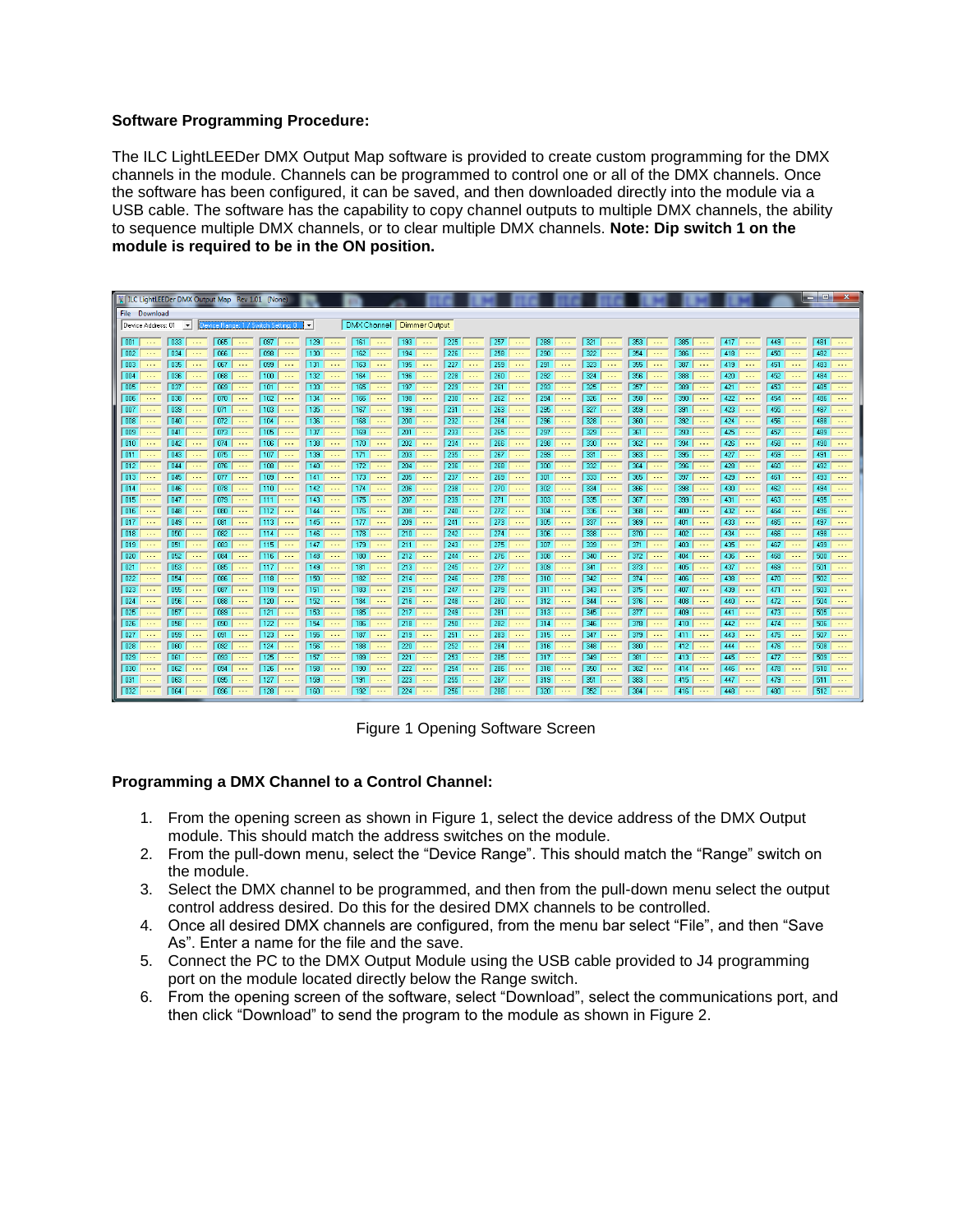**Software Programming Procedure:**

The ILC LightLEEDer DMX Output Map software is provided to create custom programming for the DMX channels in the module. Channels can be programmed to control one or all of the DMX channels. Once the software has been configured, it can be saved, and then downloaded directly into the module via a USB cable. The software has the capability to copy channel outputs to multiple DMX channels, the ability to sequence multiple DMX channels, or to clear multiple DMX channels. **Note: Dip switch 1 on the module is required to be in the ON position.**

Figure 1 Opening Software Screen

**Programming a DMX Channel to a Control Channel:**

1. From the opening screen as shown in Figure 1, select the device address of the DMX Output module. This should match the address switches on the module.
2. From the pull-down menu, select the “Device Range”. This should match the “Range” switch on the module.
3. Select the DMX channel to be programmed, and then from the pull-down menu select the output control address desired. Do this for the desired DMX channels to be controlled.
4. Once all desired DMX channels are configured, from the menu bar select “File”, and then “Save As”. Enter a name for the file and the save.
5. Connect the PC to the DMX Output Module using the USB cable provided to J4 programming port on the module located directly below the Range switch.
6. From the opening screen of the software, select “Download”, select the communications port, and then click “Download” to send the program to the module as shown in Figure 2.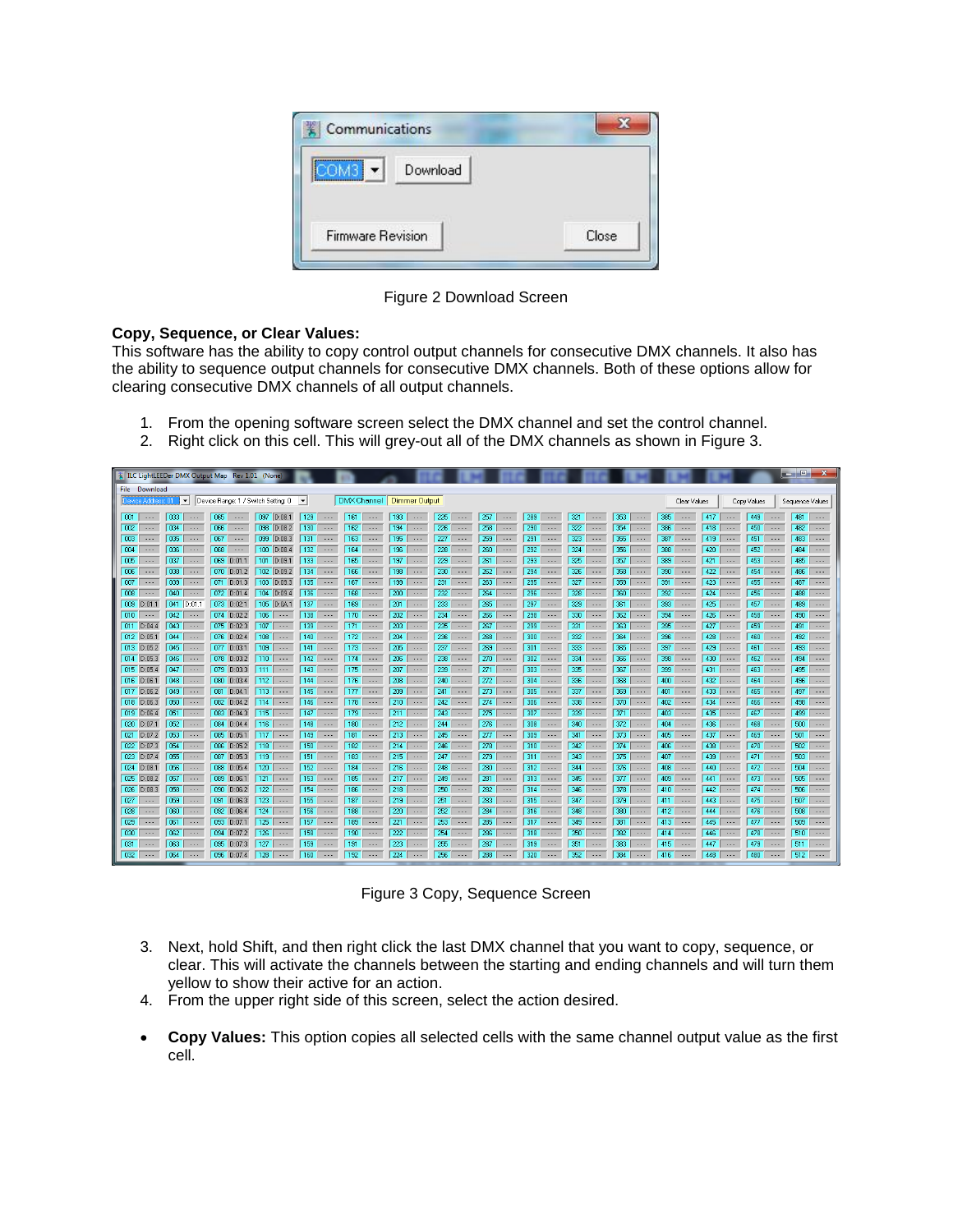Figure 2 Download Screen

**Copy, Sequence, or Clear Values:**
This software has the ability to copy control output channels for consecutive DMX channels. It also has the ability to sequence output channels for consecutive DMX channels. Both of these options allow for clearing consecutive DMX channels of all output channels.

1. From the opening software screen select the DMX channel and set the control channel.
2. Right click on this cell. This will grey-out all of the DMX channels as shown in Figure 3.

Figure 3 Copy, Sequence Screen

3. Next, hold Shift, and then right click the last DMX channel that you want to copy, sequence, or clear. This will activate the channels between the starting and ending channels and will turn them yellow to show their active for an action.
4. From the upper right side of this screen, select the action desired.

- **Copy Values:** This option copies all selected cells with the same channel output value as the first cell.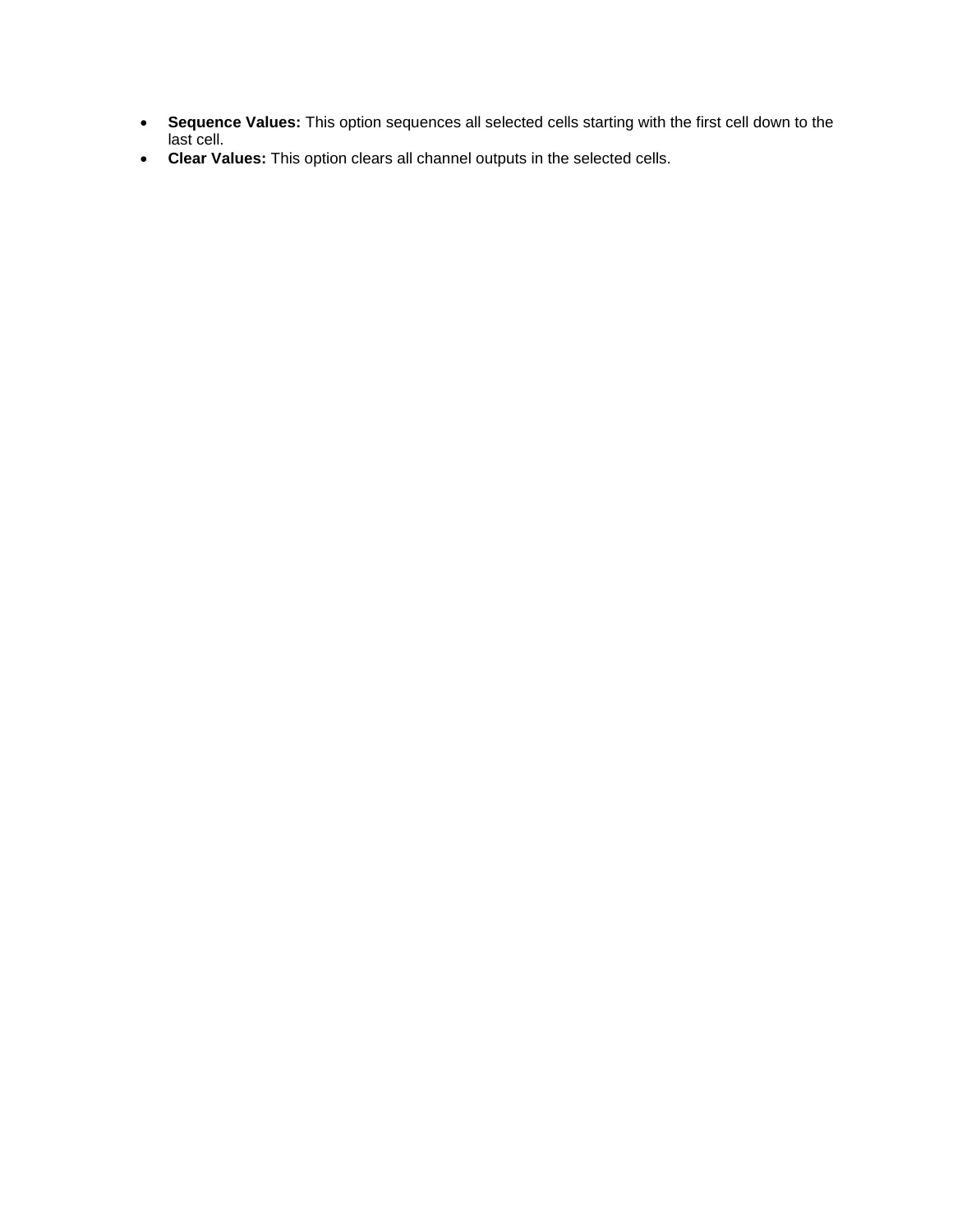- **Sequence Values:** This option sequences all selected cells starting with the first cell down to the last cell.
- **Clear Values:** This option clears all channel outputs in the selected cells.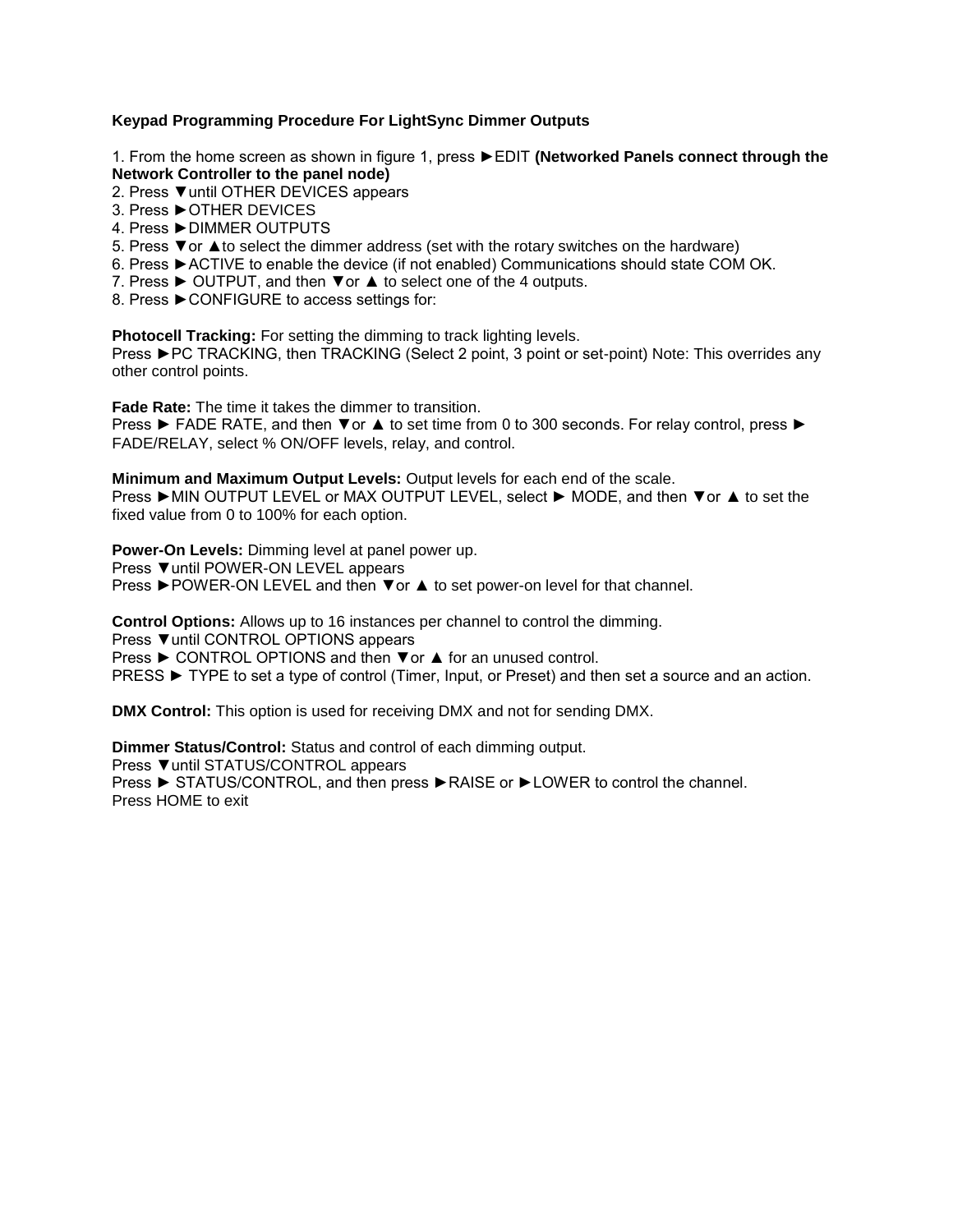**Keypad Programming Procedure For LightSync Dimmer Outputs**

1. From the home screen as shown in figure 1, press ►EDIT **(Networked Panels connect through the Network Controller to the panel node)**
2. Press ▼until OTHER DEVICES appears
3. Press ►OTHER DEVICES
4. Press ►DIMMER OUTPUTS
5. Press ▼or ▲to select the dimmer address (set with the rotary switches on the hardware)
6. Press ►ACTIVE to enable the device (if not enabled) Communications should state COM OK.
7. Press ► OUTPUT, and then ▼or ▲ to select one of the 4 outputs.
8. Press ►CONFIGURE to access settings for:

**Photocell Tracking:** For setting the dimming to track lighting levels.
Press ►PC TRACKING, then TRACKING (Select 2 point, 3 point or set-point) Note: This overrides any other control points.

**Fade Rate:** The time it takes the dimmer to transition.
Press ► FADE RATE, and then ▼or ▲ to set time from 0 to 300 seconds. For relay control, press ► FADE/RELAY, select % ON/OFF levels, relay, and control.

**Minimum and Maximum Output Levels:** Output levels for each end of the scale.
Press ►MIN OUTPUT LEVEL or MAX OUTPUT LEVEL, select ► MODE, and then ▼or ▲ to set the fixed value from 0 to 100% for each option.

**Power-On Levels:** Dimming level at panel power up.
Press ▼until POWER-ON LEVEL appears
Press ►POWER-ON LEVEL and then ▼or ▲ to set power-on level for that channel.

**Control Options:** Allows up to 16 instances per channel to control the dimming.
Press ▼until CONTROL OPTIONS appears
Press ► CONTROL OPTIONS and then ▼or ▲ for an unused control.
PRESS ► TYPE to set a type of control (Timer, Input, or Preset) and then set a source and an action.

**DMX Control:** This option is used for receiving DMX and not for sending DMX.

**Dimmer Status/Control:** Status and control of each dimming output.
Press ▼until STATUS/CONTROL appears
Press ► STATUS/CONTROL, and then press ►RAISE or ►LOWER to control the channel.
Press HOME to exit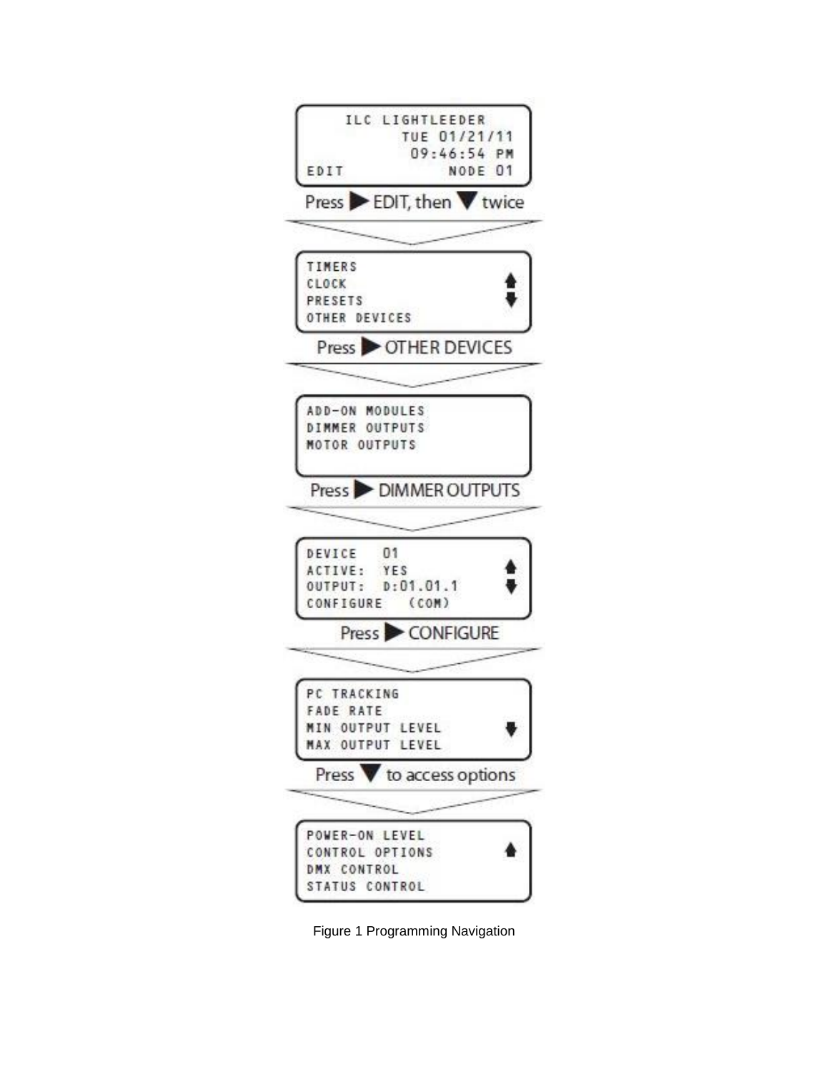```
ILC LIGHTLEEDER
TUE 01/21/11
09:46:54 PM
EDIT NODE 01
```

Press ▶ EDIT, then ▼ twice

```
TIMERS
CLOCK
PRESETS
OTHER DEVICES
```

Press ▶ OTHER DEVICES

```
ADD-ON MODULES
DIMMER OUTPUTS
MOTOR OUTPUTS
```

Press ▶ DIMMER OUTPUTS

```
DEVICE 01
ACTIVE: YES
OUTPUT: D:01.01.1
CONFIGURE (COM)
```

Press ▶ CONFIGURE

```
PC TRACKING
FADE RATE
MIN OUTPUT LEVEL
MAX OUTPUT LEVEL
```

Press ▼ to access options

```
POWER-ON LEVEL
CONTROL OPTIONS
DMX CONTROL
STATUS CONTROL
```

Figure 1 Programming Navigation